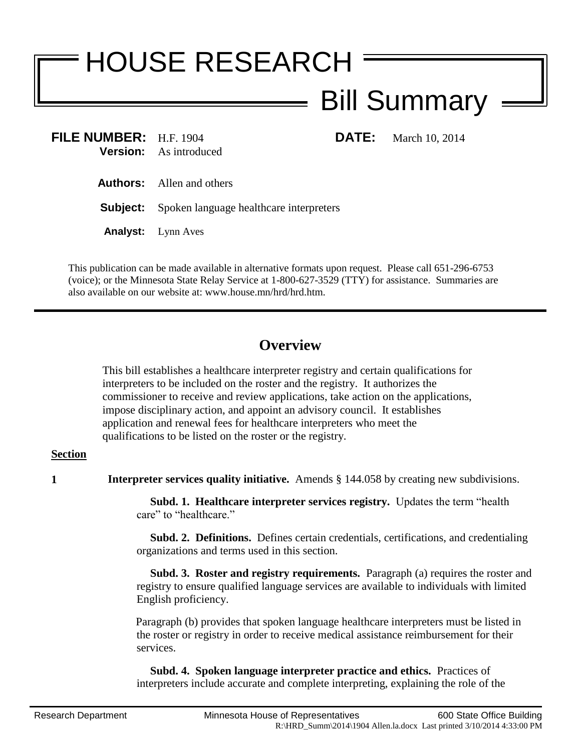# HOUSE RESEARCH

## Bill Summary

**FILE NUMBER:** H.F. 1904 **DATE:** March 10, 2014
**Version:** As introduced

**Authors:** Allen and others

**Subject:** Spoken language healthcare interpreters

**Analyst:** Lynn Aves

This publication can be made available in alternative formats upon request. Please call 651-296-6753 (voice); or the Minnesota State Relay Service at 1-800-627-3529 (TTY) for assistance. Summaries are also available on our website at: www.house.mn/hrd/hrd.htm.

---

## Overview

This bill establishes a healthcare interpreter registry and certain qualifications for interpreters to be included on the roster and the registry. It authorizes the commissioner to receive and review applications, take action on the applications, impose disciplinary action, and appoint an advisory council. It establishes application and renewal fees for healthcare interpreters who meet the qualifications to be listed on the roster or the registry.

**Section**

**1** **Interpreter services quality initiative.** Amends § 144.058 by creating new subdivisions.

**Subd. 1. Healthcare interpreter services registry.** Updates the term "health care" to "healthcare."

**Subd. 2. Definitions.** Defines certain credentials, certifications, and credentialing organizations and terms used in this section.

**Subd. 3. Roster and registry requirements.** Paragraph (a) requires the roster and registry to ensure qualified language services are available to individuals with limited English proficiency.

Paragraph (b) provides that spoken language healthcare interpreters must be listed in the roster or registry in order to receive medical assistance reimbursement for their services.

**Subd. 4. Spoken language interpreter practice and ethics.** Practices of interpreters include accurate and complete interpreting, explaining the role of the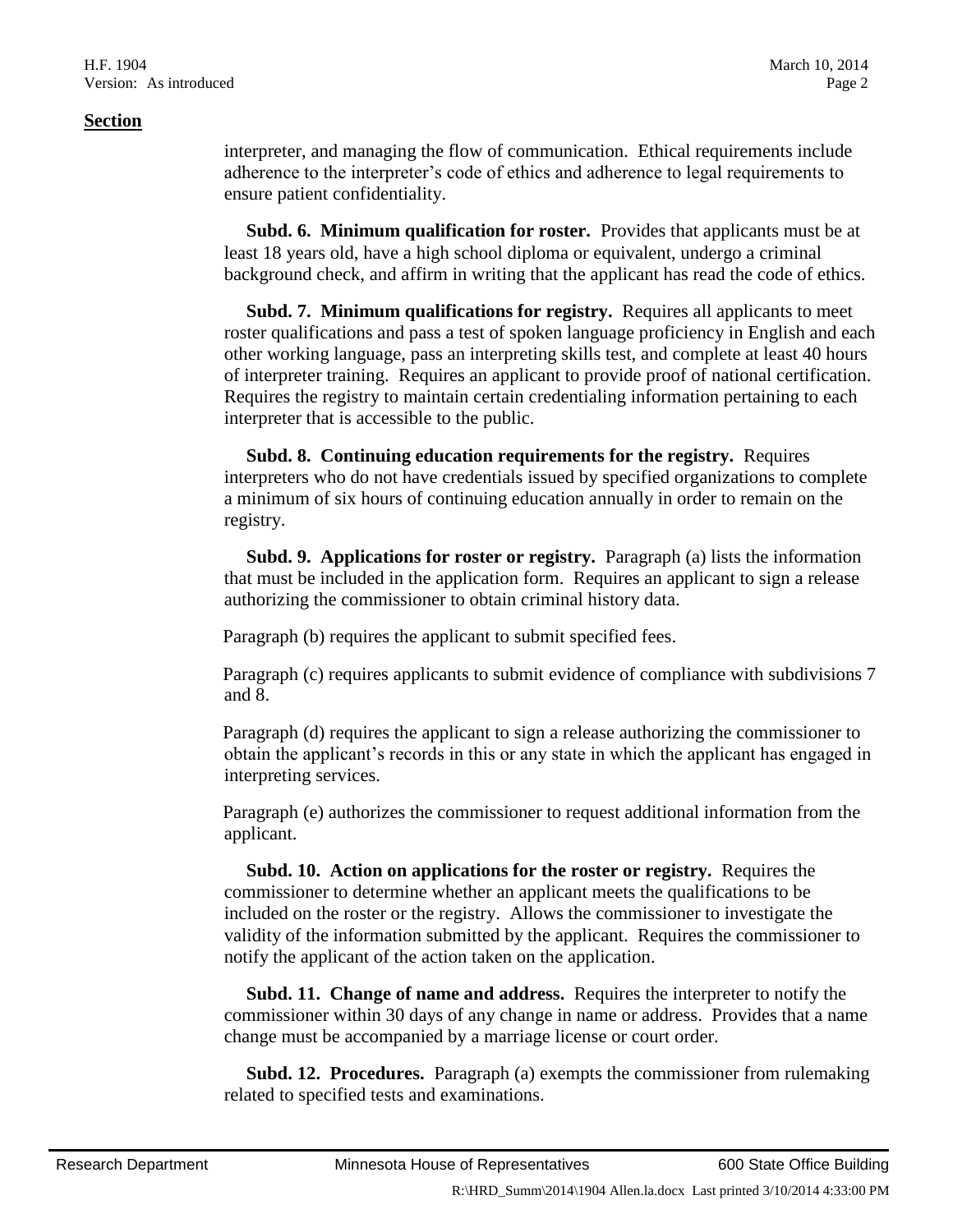**Section**

interpreter, and managing the flow of communication. Ethical requirements include adherence to the interpreter's code of ethics and adherence to legal requirements to ensure patient confidentiality.

**Subd. 6. Minimum qualification for roster.** Provides that applicants must be at least 18 years old, have a high school diploma or equivalent, undergo a criminal background check, and affirm in writing that the applicant has read the code of ethics.

**Subd. 7. Minimum qualifications for registry.** Requires all applicants to meet roster qualifications and pass a test of spoken language proficiency in English and each other working language, pass an interpreting skills test, and complete at least 40 hours of interpreter training. Requires an applicant to provide proof of national certification. Requires the registry to maintain certain credentialing information pertaining to each interpreter that is accessible to the public.

**Subd. 8. Continuing education requirements for the registry.** Requires interpreters who do not have credentials issued by specified organizations to complete a minimum of six hours of continuing education annually in order to remain on the registry.

**Subd. 9. Applications for roster or registry.** Paragraph (a) lists the information that must be included in the application form. Requires an applicant to sign a release authorizing the commissioner to obtain criminal history data.

Paragraph (b) requires the applicant to submit specified fees.

Paragraph (c) requires applicants to submit evidence of compliance with subdivisions 7 and 8.

Paragraph (d) requires the applicant to sign a release authorizing the commissioner to obtain the applicant's records in this or any state in which the applicant has engaged in interpreting services.

Paragraph (e) authorizes the commissioner to request additional information from the applicant.

**Subd. 10. Action on applications for the roster or registry.** Requires the commissioner to determine whether an applicant meets the qualifications to be included on the roster or the registry. Allows the commissioner to investigate the validity of the information submitted by the applicant. Requires the commissioner to notify the applicant of the action taken on the application.

**Subd. 11. Change of name and address.** Requires the interpreter to notify the commissioner within 30 days of any change in name or address. Provides that a name change must be accompanied by a marriage license or court order.

**Subd. 12. Procedures.** Paragraph (a) exempts the commissioner from rulemaking related to specified tests and examinations.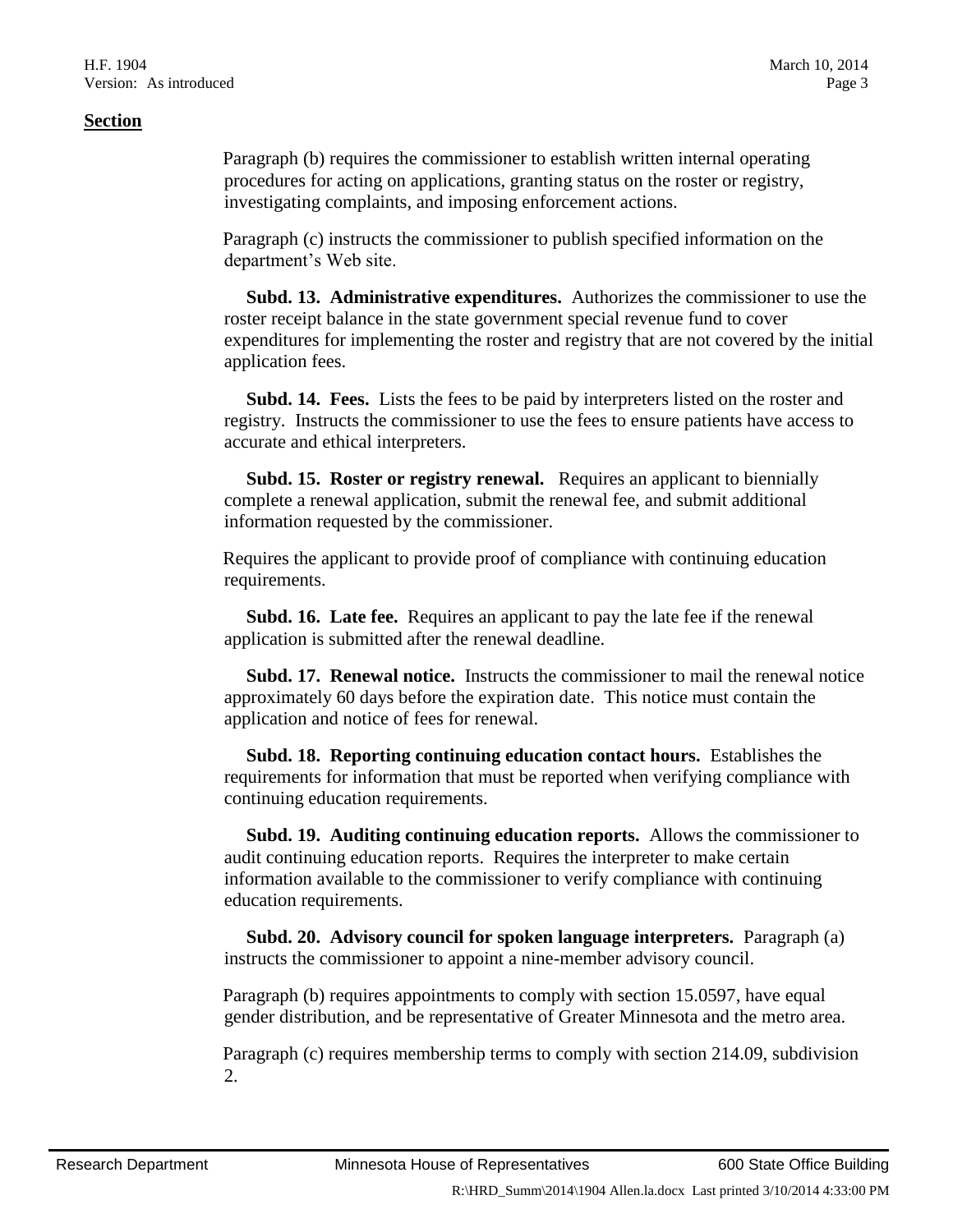**Section**

Paragraph (b) requires the commissioner to establish written internal operating procedures for acting on applications, granting status on the roster or registry, investigating complaints, and imposing enforcement actions.

Paragraph (c) instructs the commissioner to publish specified information on the department's Web site.

**Subd. 13. Administrative expenditures.** Authorizes the commissioner to use the roster receipt balance in the state government special revenue fund to cover expenditures for implementing the roster and registry that are not covered by the initial application fees.

**Subd. 14. Fees.** Lists the fees to be paid by interpreters listed on the roster and registry. Instructs the commissioner to use the fees to ensure patients have access to accurate and ethical interpreters.

**Subd. 15. Roster or registry renewal.** Requires an applicant to biennially complete a renewal application, submit the renewal fee, and submit additional information requested by the commissioner.

Requires the applicant to provide proof of compliance with continuing education requirements.

**Subd. 16. Late fee.** Requires an applicant to pay the late fee if the renewal application is submitted after the renewal deadline.

**Subd. 17. Renewal notice.** Instructs the commissioner to mail the renewal notice approximately 60 days before the expiration date. This notice must contain the application and notice of fees for renewal.

**Subd. 18. Reporting continuing education contact hours.** Establishes the requirements for information that must be reported when verifying compliance with continuing education requirements.

**Subd. 19. Auditing continuing education reports.** Allows the commissioner to audit continuing education reports. Requires the interpreter to make certain information available to the commissioner to verify compliance with continuing education requirements.

**Subd. 20. Advisory council for spoken language interpreters.** Paragraph (a) instructs the commissioner to appoint a nine-member advisory council.

Paragraph (b) requires appointments to comply with section 15.0597, have equal gender distribution, and be representative of Greater Minnesota and the metro area.

Paragraph (c) requires membership terms to comply with section 214.09, subdivision 2.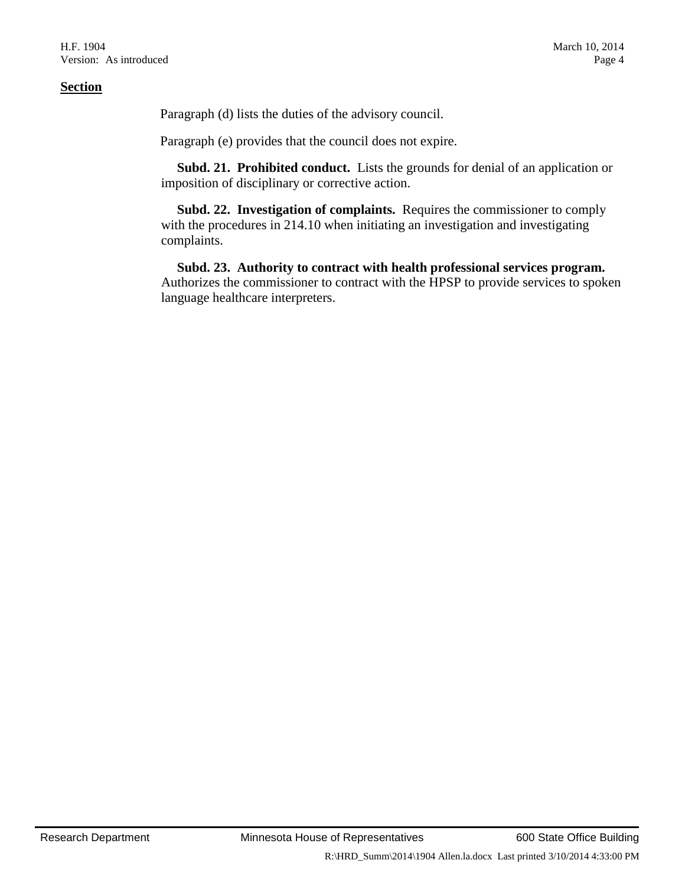**Section**

Paragraph (d) lists the duties of the advisory council.

Paragraph (e) provides that the council does not expire.

**Subd. 21. Prohibited conduct.** Lists the grounds for denial of an application or imposition of disciplinary or corrective action.

**Subd. 22. Investigation of complaints.** Requires the commissioner to comply with the procedures in 214.10 when initiating an investigation and investigating complaints.

**Subd. 23. Authority to contract with health professional services program.** Authorizes the commissioner to contract with the HPSP to provide services to spoken language healthcare interpreters.